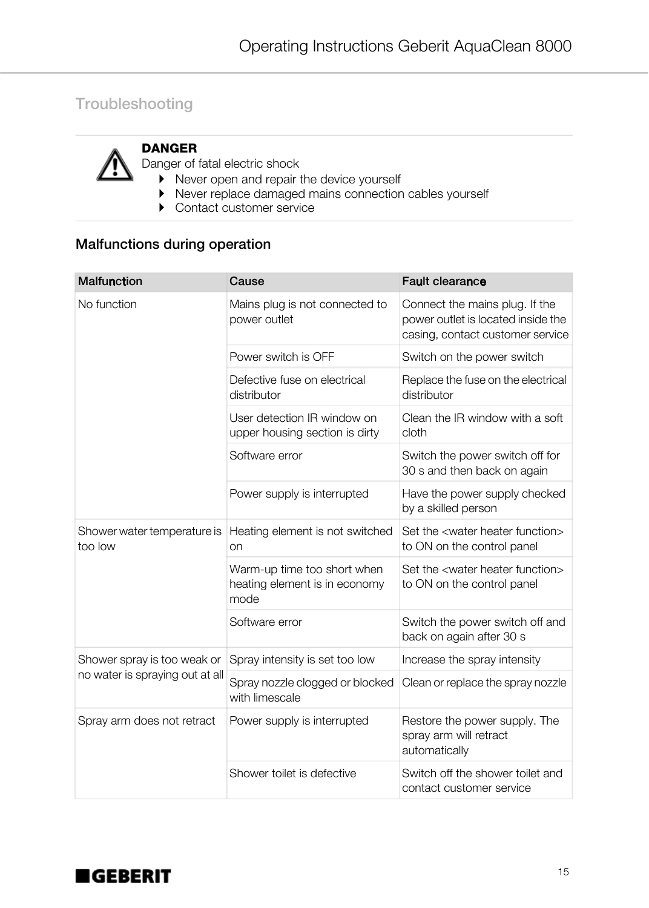## Troubleshooting

**DANGER**
Danger of fatal electric shock
- Never open and repair the device yourself
- Never replace damaged mains connection cables yourself
- Contact customer service

### Malfunctions during operation

| Malfunction | Cause | Fault clearance |
| --- | --- | --- |
| No function | Mains plug is not connected to power outlet | Connect the mains plug. If the power outlet is located inside the casing, contact customer service |
| | Power switch is OFF | Switch on the power switch |
| | Defective fuse on electrical distributor | Replace the fuse on the electrical distributor |
| | User detection IR window on upper housing section is dirty | Clean the IR window with a soft cloth |
| | Software error | Switch the power switch off for 30 s and then back on again |
| | Power supply is interrupted | Have the power supply checked by a skilled person |
| Shower water temperature is too low | Heating element is not switched on | Set the <water heater function> to ON on the control panel |
| | Warm-up time too short when heating element is in economy mode | Set the <water heater function> to ON on the control panel |
| | Software error | Switch the power switch off and back on again after 30 s |
| Shower spray is too weak or no water is spraying out at all | Spray intensity is set too low | Increase the spray intensity |
| | Spray nozzle clogged or blocked with limescale | Clean or replace the spray nozzle |
| Spray arm does not retract | Power supply is interrupted | Restore the power supply. The spray arm will retract automatically |
| | Shower toilet is defective | Switch off the shower toilet and contact customer service |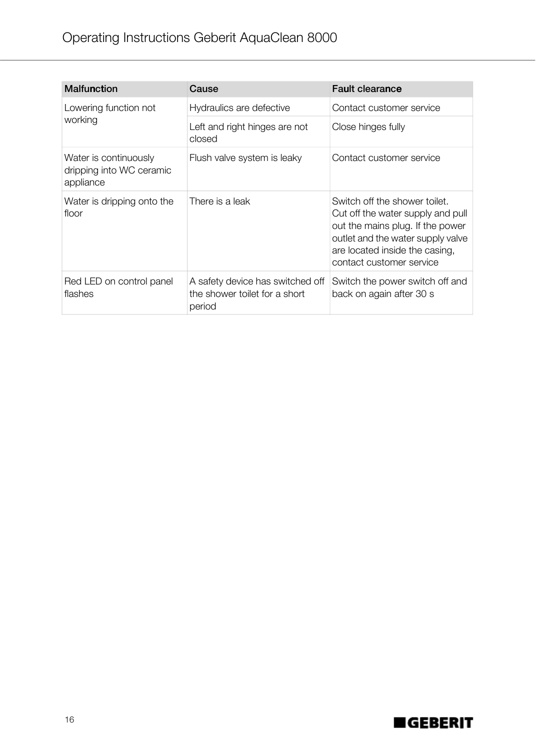| Malfunction | Cause | Fault clearance |
|---|---|---|
| Lowering function not working | Hydraulics are defective | Contact customer service |
| | Left and right hinges are not closed | Close hinges fully |
| Water is continuously dripping into WC ceramic appliance | Flush valve system is leaky | Contact customer service |
| Water is dripping onto the floor | There is a leak | Switch off the shower toilet. Cut off the water supply and pull out the mains plug. If the power outlet and the water supply valve are located inside the casing, contact customer service |
| Red LED on control panel flashes | A safety device has switched off the shower toilet for a short period | Switch the power switch off and back on again after 30 s |